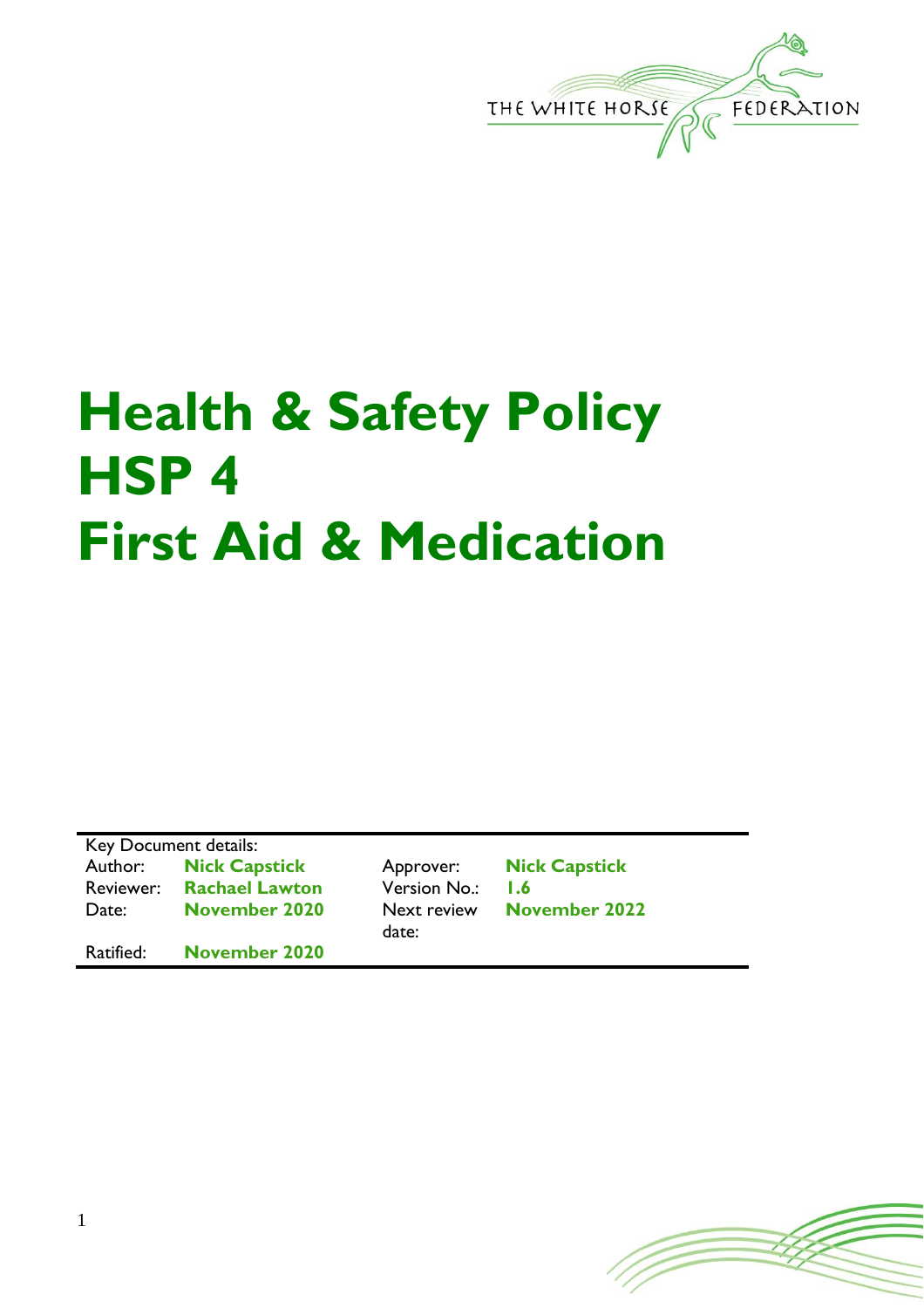THE WHITE HORSE FEDERATION

# Health & Safety Policy HSP 4 First Aid & Medication

| Key Document details: | | | |
|---|---|---|---|
| Author: | **Nick Capstick** | Approver: | **Nick Capstick** |
| Reviewer: | **Rachael Lawton** | Version No.: | **1.6** |
| Date: | **November 2020** | Next review date: | **November 2022** |
| Ratified: | **November 2020** | | |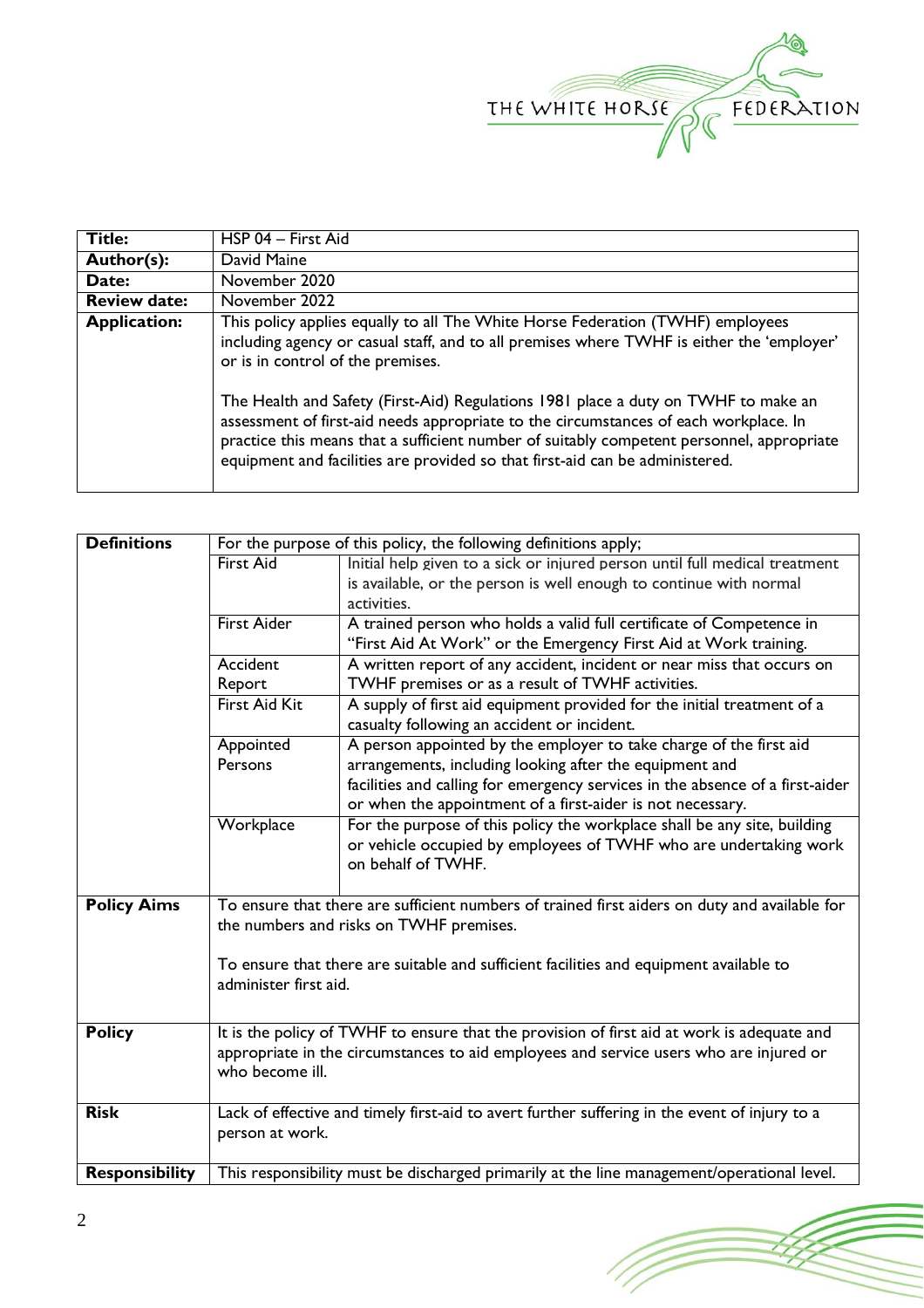| **Title:** | HSP 04 – First Aid |
|---|---|
| **Author(s):** | David Maine |
| **Date:** | November 2020 |
| **Review date:** | November 2022 |
| **Application:** | This policy applies equally to all The White Horse Federation (TWHF) employees including agency or casual staff, and to all premises where TWHF is either the 'employer' or is in control of the premises.<br><br>The Health and Safety (First-Aid) Regulations 1981 place a duty on TWHF to make an assessment of first-aid needs appropriate to the circumstances of each workplace. In practice this means that a sufficient number of suitably competent personnel, appropriate equipment and facilities are provided so that first-aid can be administered. |

| **Definitions** | For the purpose of this policy, the following definitions apply; | |
|---|---|---|
| | First Aid | Initial help given to a sick or injured person until full medical treatment is available, or the person is well enough to continue with normal activities. |
| | First Aider | A trained person who holds a valid full certificate of Competence in "First Aid At Work" or the Emergency First Aid at Work training. |
| | Accident Report | A written report of any accident, incident or near miss that occurs on TWHF premises or as a result of TWHF activities. |
| | First Aid Kit | A supply of first aid equipment provided for the initial treatment of a casualty following an accident or incident. |
| | Appointed Persons | A person appointed by the employer to take charge of the first aid arrangements, including looking after the equipment and facilities and calling for emergency services in the absence of a first-aider or when the appointment of a first-aider is not necessary. |
| | Workplace | For the purpose of this policy the workplace shall be any site, building or vehicle occupied by employees of TWHF who are undertaking work on behalf of TWHF. |
| **Policy Aims** | To ensure that there are sufficient numbers of trained first aiders on duty and available for the numbers and risks on TWHF premises.<br><br>To ensure that there are suitable and sufficient facilities and equipment available to administer first aid. | |
| **Policy** | It is the policy of TWHF to ensure that the provision of first aid at work is adequate and appropriate in the circumstances to aid employees and service users who are injured or who become ill. | |
| **Risk** | Lack of effective and timely first-aid to avert further suffering in the event of injury to a person at work. | |
| **Responsibility** | This responsibility must be discharged primarily at the line management/operational level. | |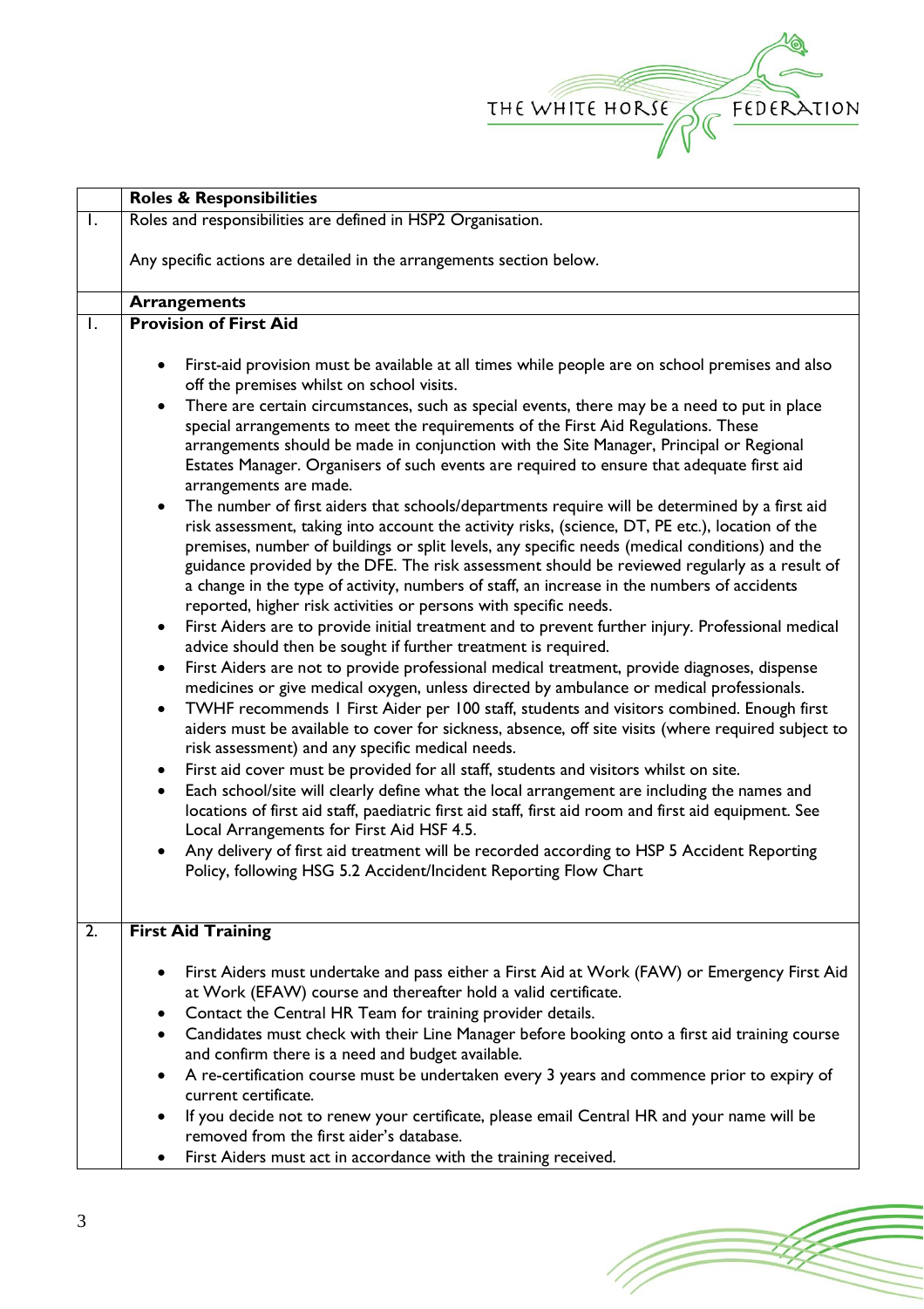| | Roles & Responsibilities |
|---|---|
| 1. | Roles and responsibilities are defined in HSP2 Organisation.<br><br>Any specific actions are detailed in the arrangements section below. |
| | **Arrangements** |
| 1. | **Provision of First Aid**<br><br>• First-aid provision must be available at all times while people are on school premises and also off the premises whilst on school visits.<br>• There are certain circumstances, such as special events, there may be a need to put in place special arrangements to meet the requirements of the First Aid Regulations. These arrangements should be made in conjunction with the Site Manager, Principal or Regional Estates Manager. Organisers of such events are required to ensure that adequate first aid arrangements are made.<br>• The number of first aiders that schools/departments require will be determined by a first aid risk assessment, taking into account the activity risks, (science, DT, PE etc.), location of the premises, number of buildings or split levels, any specific needs (medical conditions) and the guidance provided by the DFE. The risk assessment should be reviewed regularly as a result of a change in the type of activity, numbers of staff, an increase in the numbers of accidents reported, higher risk activities or persons with specific needs.<br>• First Aiders are to provide initial treatment and to prevent further injury. Professional medical advice should then be sought if further treatment is required.<br>• First Aiders are not to provide professional medical treatment, provide diagnoses, dispense medicines or give medical oxygen, unless directed by ambulance or medical professionals.<br>• TWHF recommends 1 First Aider per 100 staff, students and visitors combined. Enough first aiders must be available to cover for sickness, absence, off site visits (where required subject to risk assessment) and any specific medical needs.<br>• First aid cover must be provided for all staff, students and visitors whilst on site.<br>• Each school/site will clearly define what the local arrangement are including the names and locations of first aid staff, paediatric first aid staff, first aid room and first aid equipment. See Local Arrangements for First Aid HSF 4.5.<br>• Any delivery of first aid treatment will be recorded according to HSP 5 Accident Reporting Policy, following HSG 5.2 Accident/Incident Reporting Flow Chart |
| 2. | **First Aid Training**<br><br>• First Aiders must undertake and pass either a First Aid at Work (FAW) or Emergency First Aid at Work (EFAW) course and thereafter hold a valid certificate.<br>• Contact the Central HR Team for training provider details.<br>• Candidates must check with their Line Manager before booking onto a first aid training course and confirm there is a need and budget available.<br>• A re-certification course must be undertaken every 3 years and commence prior to expiry of current certificate.<br>• If you decide not to renew your certificate, please email Central HR and your name will be removed from the first aider's database.<br>• First Aiders must act in accordance with the training received. |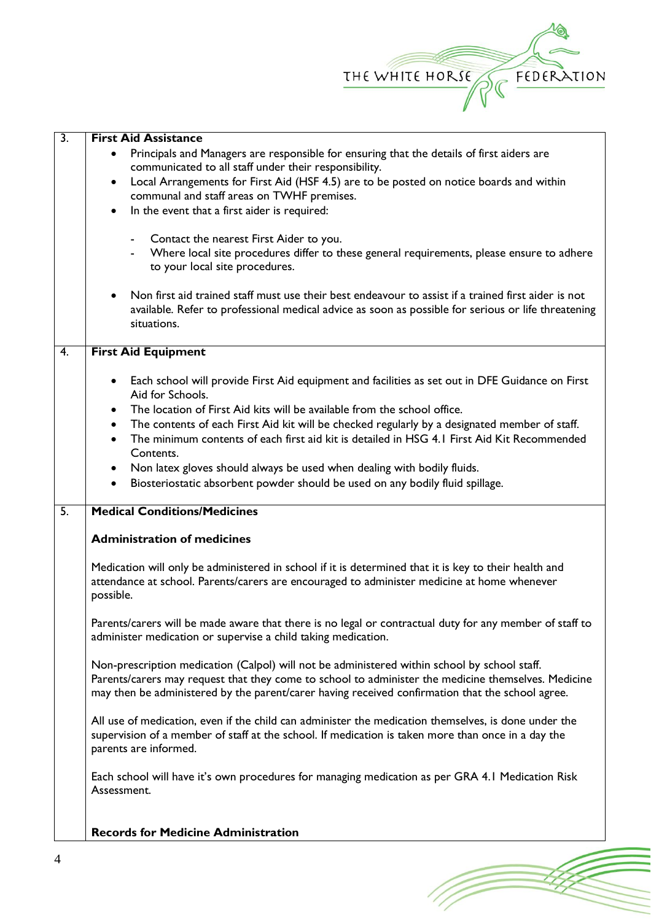| | |
|---|---|
| 3. | **First Aid Assistance**<br>• Principals and Managers are responsible for ensuring that the details of first aiders are communicated to all staff under their responsibility.<br>• Local Arrangements for First Aid (HSF 4.5) are to be posted on notice boards and within communal and staff areas on TWHF premises.<br>• In the event that a first aider is required:<br>  - Contact the nearest First Aider to you.<br>  - Where local site procedures differ to these general requirements, please ensure to adhere to your local site procedures.<br>• Non first aid trained staff must use their best endeavour to assist if a trained first aider is not available. Refer to professional medical advice as soon as possible for serious or life threatening situations. |
| 4. | **First Aid Equipment**<br>• Each school will provide First Aid equipment and facilities as set out in DFE Guidance on First Aid for Schools.<br>• The location of First Aid kits will be available from the school office.<br>• The contents of each First Aid kit will be checked regularly by a designated member of staff.<br>• The minimum contents of each first aid kit is detailed in HSG 4.1 First Aid Kit Recommended Contents.<br>• Non latex gloves should always be used when dealing with bodily fluids.<br>• Biosteriostatic absorbent powder should be used on any bodily fluid spillage. |
| 5. | **Medical Conditions/Medicines**<br><br>**Administration of medicines**<br><br>Medication will only be administered in school if it is determined that it is key to their health and attendance at school. Parents/carers are encouraged to administer medicine at home whenever possible.<br><br>Parents/carers will be made aware that there is no legal or contractual duty for any member of staff to administer medication or supervise a child taking medication.<br><br>Non-prescription medication (Calpol) will not be administered within school by school staff. Parents/carers may request that they come to school to administer the medicine themselves. Medicine may then be administered by the parent/carer having received confirmation that the school agree.<br><br>All use of medication, even if the child can administer the medication themselves, is done under the supervision of a member of staff at the school. If medication is taken more than once in a day the parents are informed.<br><br>Each school will have it's own procedures for managing medication as per GRA 4.1 Medication Risk Assessment.<br><br>**Records for Medicine Administration** |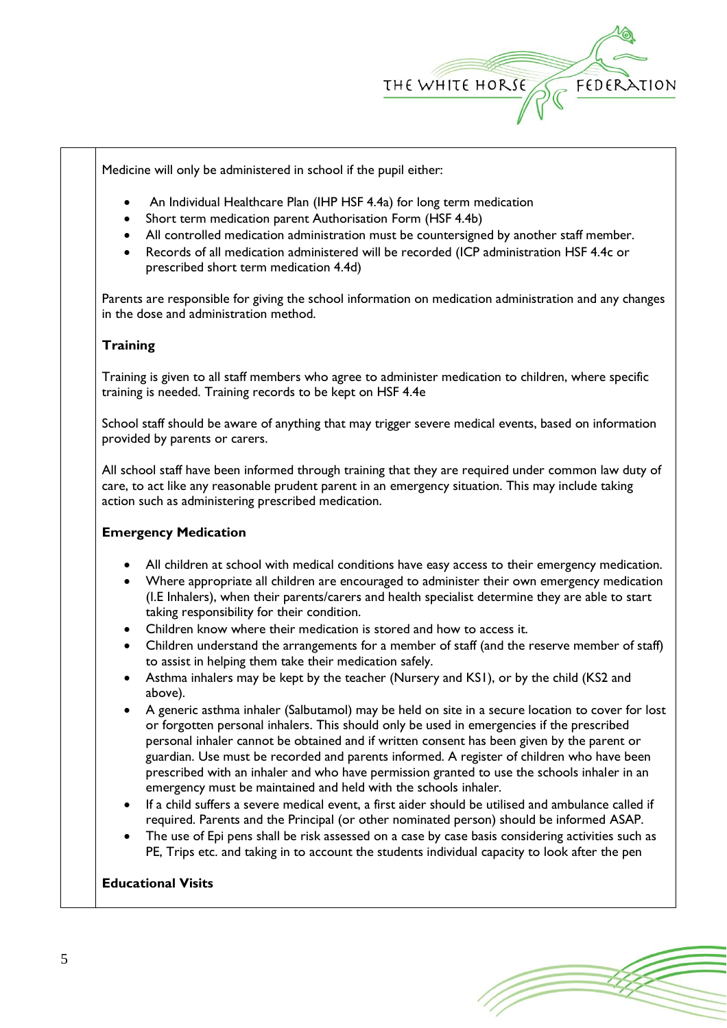Medicine will only be administered in school if the pupil either:

- An Individual Healthcare Plan (IHP HSF 4.4a) for long term medication
- Short term medication parent Authorisation Form (HSF 4.4b)
- All controlled medication administration must be countersigned by another staff member.
- Records of all medication administered will be recorded (ICP administration HSF 4.4c or prescribed short term medication 4.4d)

Parents are responsible for giving the school information on medication administration and any changes in the dose and administration method.

**Training**

Training is given to all staff members who agree to administer medication to children, where specific training is needed. Training records to be kept on HSF 4.4e

School staff should be aware of anything that may trigger severe medical events, based on information provided by parents or carers.

All school staff have been informed through training that they are required under common law duty of care, to act like any reasonable prudent parent in an emergency situation. This may include taking action such as administering prescribed medication.

**Emergency Medication**

- All children at school with medical conditions have easy access to their emergency medication.
- Where appropriate all children are encouraged to administer their own emergency medication (I.E Inhalers), when their parents/carers and health specialist determine they are able to start taking responsibility for their condition.
- Children know where their medication is stored and how to access it.
- Children understand the arrangements for a member of staff (and the reserve member of staff) to assist in helping them take their medication safely.
- Asthma inhalers may be kept by the teacher (Nursery and KS1), or by the child (KS2 and above).
- A generic asthma inhaler (Salbutamol) may be held on site in a secure location to cover for lost or forgotten personal inhalers. This should only be used in emergencies if the prescribed personal inhaler cannot be obtained and if written consent has been given by the parent or guardian. Use must be recorded and parents informed. A register of children who have been prescribed with an inhaler and who have permission granted to use the schools inhaler in an emergency must be maintained and held with the schools inhaler.
- If a child suffers a severe medical event, a first aider should be utilised and ambulance called if required. Parents and the Principal (or other nominated person) should be informed ASAP.
- The use of Epi pens shall be risk assessed on a case by case basis considering activities such as PE, Trips etc. and taking in to account the students individual capacity to look after the pen

**Educational Visits**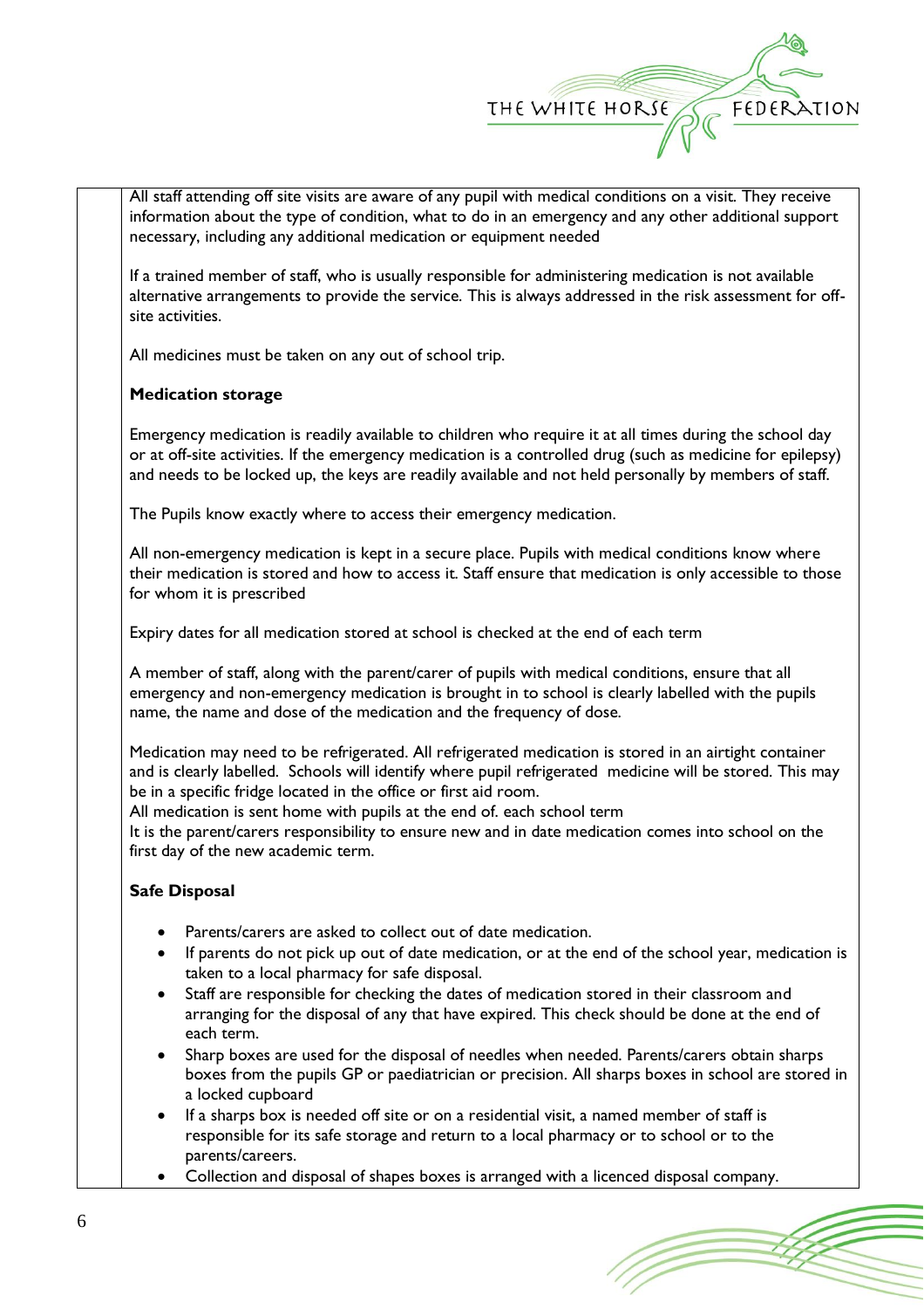All staff attending off site visits are aware of any pupil with medical conditions on a visit. They receive information about the type of condition, what to do in an emergency and any other additional support necessary, including any additional medication or equipment needed

If a trained member of staff, who is usually responsible for administering medication is not available alternative arrangements to provide the service. This is always addressed in the risk assessment for off-site activities.

All medicines must be taken on any out of school trip.

**Medication storage**

Emergency medication is readily available to children who require it at all times during the school day or at off-site activities. If the emergency medication is a controlled drug (such as medicine for epilepsy) and needs to be locked up, the keys are readily available and not held personally by members of staff.

The Pupils know exactly where to access their emergency medication.

All non-emergency medication is kept in a secure place. Pupils with medical conditions know where their medication is stored and how to access it. Staff ensure that medication is only accessible to those for whom it is prescribed

Expiry dates for all medication stored at school is checked at the end of each term

A member of staff, along with the parent/carer of pupils with medical conditions, ensure that all emergency and non-emergency medication is brought in to school is clearly labelled with the pupils name, the name and dose of the medication and the frequency of dose.

Medication may need to be refrigerated. All refrigerated medication is stored in an airtight container and is clearly labelled. Schools will identify where pupil refrigerated medicine will be stored. This may be in a specific fridge located in the office or first aid room.
All medication is sent home with pupils at the end of. each school term
It is the parent/carers responsibility to ensure new and in date medication comes into school on the first day of the new academic term.

**Safe Disposal**

- Parents/carers are asked to collect out of date medication.
- If parents do not pick up out of date medication, or at the end of the school year, medication is taken to a local pharmacy for safe disposal.
- Staff are responsible for checking the dates of medication stored in their classroom and arranging for the disposal of any that have expired. This check should be done at the end of each term.
- Sharp boxes are used for the disposal of needles when needed. Parents/carers obtain sharps boxes from the pupils GP or paediatrician or precision. All sharps boxes in school are stored in a locked cupboard
- If a sharps box is needed off site or on a residential visit, a named member of staff is responsible for its safe storage and return to a local pharmacy or to school or to the parents/careers.
- Collection and disposal of shapes boxes is arranged with a licenced disposal company.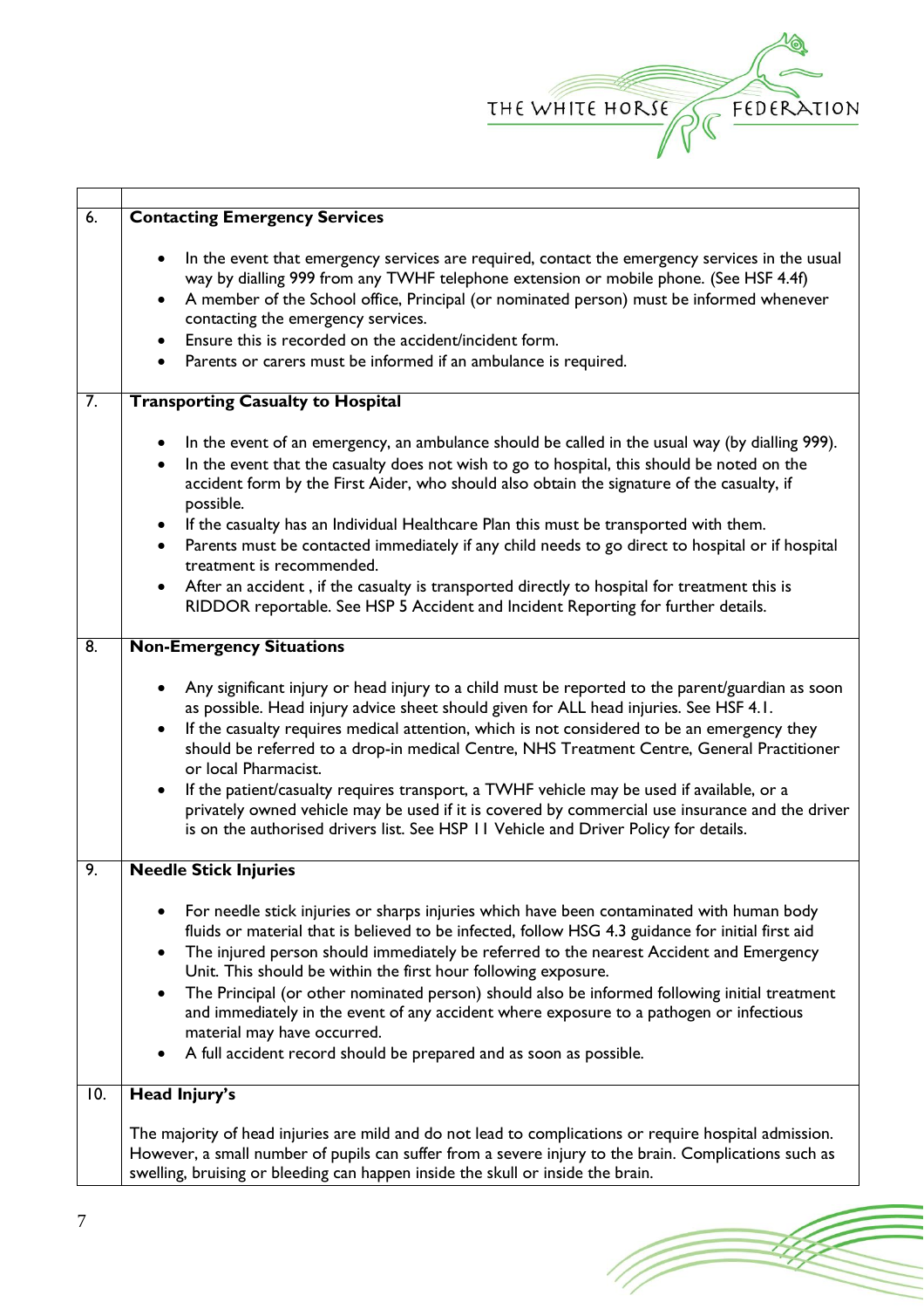| | |
|---|---|
| 6. | **Contacting Emergency Services**<br><br>• In the event that emergency services are required, contact the emergency services in the usual way by dialling 999 from any TWHF telephone extension or mobile phone. (See HSF 4.4f)<br>• A member of the School office, Principal (or nominated person) must be informed whenever contacting the emergency services.<br>• Ensure this is recorded on the accident/incident form.<br>• Parents or carers must be informed if an ambulance is required. |
| 7. | **Transporting Casualty to Hospital**<br><br>• In the event of an emergency, an ambulance should be called in the usual way (by dialling 999).<br>• In the event that the casualty does not wish to go to hospital, this should be noted on the accident form by the First Aider, who should also obtain the signature of the casualty, if possible.<br>• If the casualty has an Individual Healthcare Plan this must be transported with them.<br>• Parents must be contacted immediately if any child needs to go direct to hospital or if hospital treatment is recommended.<br>• After an accident , if the casualty is transported directly to hospital for treatment this is RIDDOR reportable. See HSP 5 Accident and Incident Reporting for further details. |
| 8. | **Non-Emergency Situations**<br><br>• Any significant injury or head injury to a child must be reported to the parent/guardian as soon as possible. Head injury advice sheet should given for ALL head injuries. See HSF 4.1.<br>• If the casualty requires medical attention, which is not considered to be an emergency they should be referred to a drop-in medical Centre, NHS Treatment Centre, General Practitioner or local Pharmacist.<br>• If the patient/casualty requires transport, a TWHF vehicle may be used if available, or a privately owned vehicle may be used if it is covered by commercial use insurance and the driver is on the authorised drivers list. See HSP 11 Vehicle and Driver Policy for details. |
| 9. | **Needle Stick Injuries**<br><br>• For needle stick injuries or sharps injuries which have been contaminated with human body fluids or material that is believed to be infected, follow HSG 4.3 guidance for initial first aid<br>• The injured person should immediately be referred to the nearest Accident and Emergency Unit. This should be within the first hour following exposure.<br>• The Principal (or other nominated person) should also be informed following initial treatment and immediately in the event of any accident where exposure to a pathogen or infectious material may have occurred.<br>• A full accident record should be prepared and as soon as possible. |
| 10. | **Head Injury's**<br><br>The majority of head injuries are mild and do not lead to complications or require hospital admission. However, a small number of pupils can suffer from a severe injury to the brain. Complications such as swelling, bruising or bleeding can happen inside the skull or inside the brain. |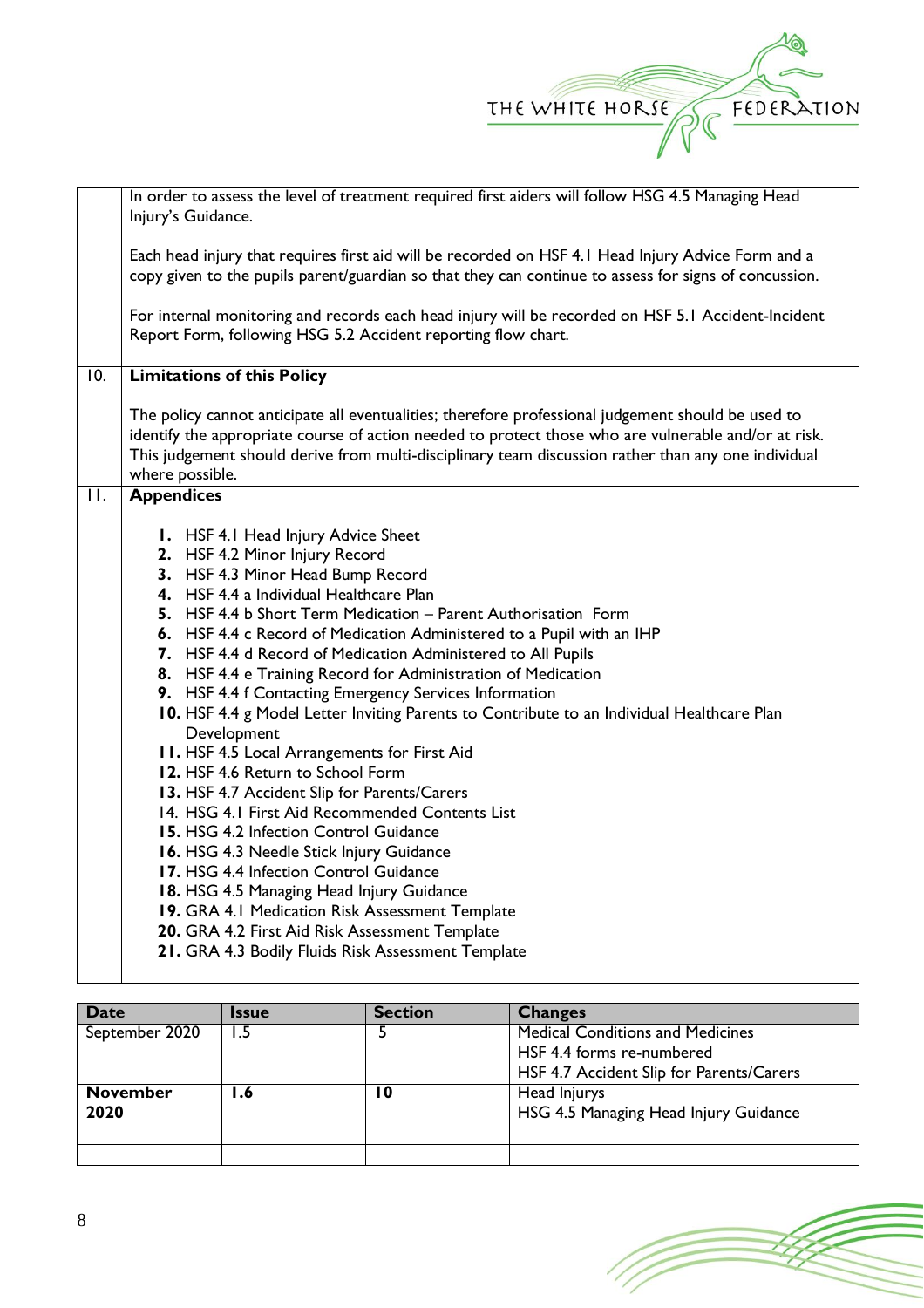| | |
|---|---|
| | In order to assess the level of treatment required first aiders will follow HSG 4.5 Managing Head Injury's Guidance.<br><br>Each head injury that requires first aid will be recorded on HSF 4.1 Head Injury Advice Form and a copy given to the pupils parent/guardian so that they can continue to assess for signs of concussion.<br><br>For internal monitoring and records each head injury will be recorded on HSF 5.1 Accident-Incident Report Form, following HSG 5.2 Accident reporting flow chart. |
| 10. | **Limitations of this Policy**<br><br>The policy cannot anticipate all eventualities; therefore professional judgement should be used to identify the appropriate course of action needed to protect those who are vulnerable and/or at risk. This judgement should derive from multi-disciplinary team discussion rather than any one individual where possible. |
| 11. | **Appendices**<br><br>**1.** HSF 4.1 Head Injury Advice Sheet<br>**2.** HSF 4.2 Minor Injury Record<br>**3.** HSF 4.3 Minor Head Bump Record<br>**4.** HSF 4.4 a Individual Healthcare Plan<br>**5.** HSF 4.4 b Short Term Medication – Parent Authorisation Form<br>**6.** HSF 4.4 c Record of Medication Administered to a Pupil with an IHP<br>**7.** HSF 4.4 d Record of Medication Administered to All Pupils<br>**8.** HSF 4.4 e Training Record for Administration of Medication<br>**9.** HSF 4.4 f Contacting Emergency Services Information<br>**10.** HSF 4.4 g Model Letter Inviting Parents to Contribute to an Individual Healthcare Plan Development<br>**11.** HSF 4.5 Local Arrangements for First Aid<br>**12.** HSF 4.6 Return to School Form<br>**13.** HSF 4.7 Accident Slip for Parents/Carers<br>14. HSG 4.1 First Aid Recommended Contents List<br>**15.** HSG 4.2 Infection Control Guidance<br>**16.** HSG 4.3 Needle Stick Injury Guidance<br>**17.** HSG 4.4 Infection Control Guidance<br>**18.** HSG 4.5 Managing Head Injury Guidance<br>**19.** GRA 4.1 Medication Risk Assessment Template<br>**20.** GRA 4.2 First Aid Risk Assessment Template<br>**21.** GRA 4.3 Bodily Fluids Risk Assessment Template |

| Date | Issue | Section | Changes |
|---|---|---|---|
| September 2020 | 1.5 | 5 | Medical Conditions and Medicines<br>HSF 4.4 forms re-numbered<br>HSF 4.7 Accident Slip for Parents/Carers |
| **November 2020** | **1.6** | **10** | Head Injurys<br>HSG 4.5 Managing Head Injury Guidance |
| | | | |